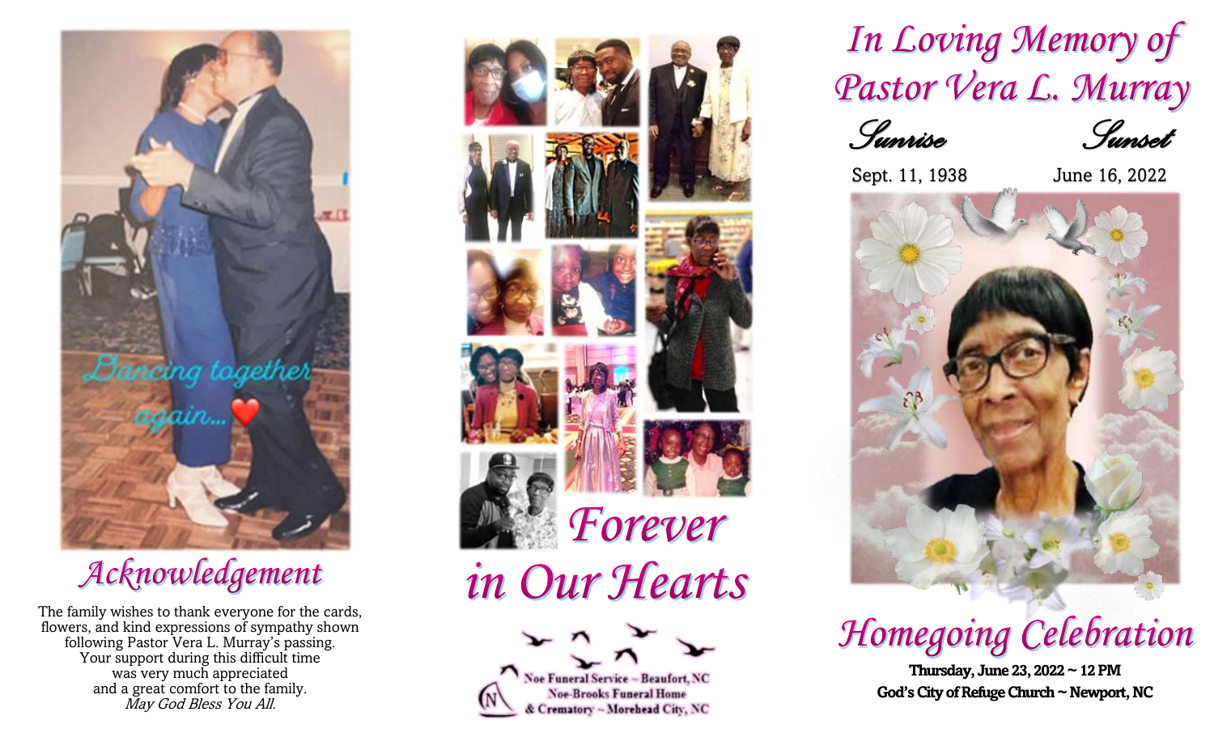Dancing together again... ❤️

## Acknowledgement

The family wishes to thank everyone for the cards, flowers, and kind expressions of sympathy shown following Pastor Vera L. Murray's passing. Your support during this difficult time was very much appreciated and a great comfort to the family.
*May God Bless You All.*

## Forever in Our Hearts

Noe Funeral Service ~ Beaufort, NC
Noe-Brooks Funeral Home & Crematory ~ Morehead City, NC

# In Loving Memory of Pastor Vera L. Murray

| Sunrise | Sunset |
| --- | --- |
| Sept. 11, 1938 | June 16, 2022 |

## Homegoing Celebration

**Thursday, June 23, 2022 ~ 12 PM**
**God's City of Refuge Church ~ Newport, NC**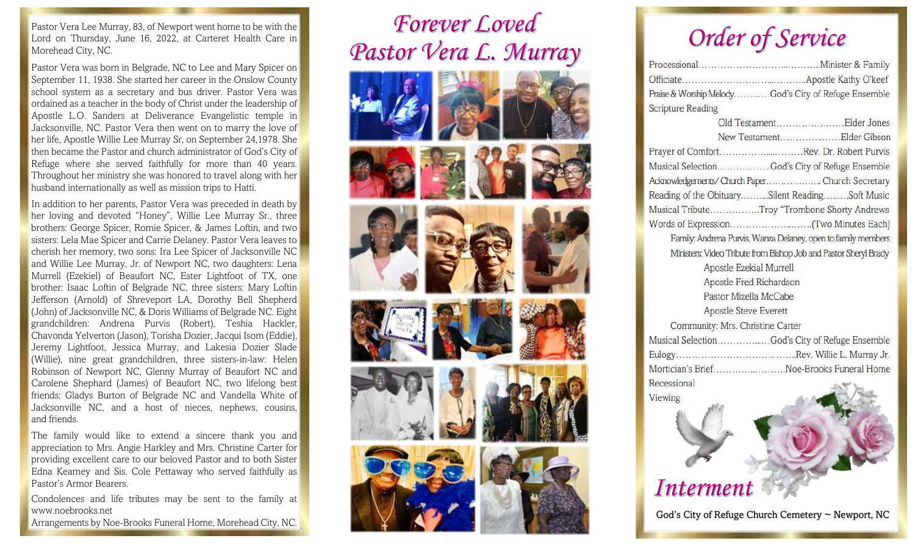Pastor Vera Lee Murray, 83, of Newport went home to be with the Lord on Thursday, June 16, 2022, at Carteret Health Care in Morehead City, NC.

Pastor Vera was born in Belgrade, NC to Lee and Mary Spicer on September 11, 1938. She started her career in the Onslow County school system as a secretary and bus driver. Pastor Vera was ordained as a teacher in the body of Christ under the leadership of Apostle L.O. Sanders at Deliverance Evangelistic temple in Jacksonville, NC. Pastor Vera then went on to marry the love of her life, Apostle Willie Lee Murray Sr, on September 24,1978. She then became the Pastor and church administrator of God's City of Refuge where she served faithfully for more than 40 years. Throughout her ministry she was honored to travel along with her husband internationally as well as mission trips to Hatti.

In addition to her parents, Pastor Vera was preceded in death by her loving and devoted "Honey", Willie Lee Murray Sr., three brothers: George Spicer, Romie Spicer, & James Loftin, and two sisters: Lela Mae Spicer and Carrie Delaney. Pastor Vera leaves to cherish her memory, two sons: Ira Lee Spicer of Jacksonville NC and Willie Lee Murray, Jr. of Newport NC, two daughters: Lena Murrell (Ezekiel) of Beaufort NC, Ester Lightfoot of TX, one brother: Isaac Loftin of Belgrade NC, three sisters: Mary Loftin Jefferson (Arnold) of Shreveport LA, Dorothy Bell Shepherd (John) of Jacksonville NC, & Doris Williams of Belgrade NC. Eight grandchildren: Andrena Purvis (Robert), Teshia Hackler, Chavonda Yelverton (Jason), Torisha Dozier, Jacqui Isom (Eddie), Jeremy Lightfoot, Jessica Murray, and Lakesia Dozier Slade (Willie), nine great grandchildren, three sisters-in-law: Helen Robinson of Newport NC, Glenny Murray of Beaufort NC and Carolene Shephard (James) of Beaufort NC, two lifelong best friends: Gladys Burton of Belgrade NC and Vandella White of Jacksonville NC, and a host of nieces, nephews, cousins, and friends.

The family would like to extend a sincere thank you and appreciation to Mrs. Angie Harkley and Mrs. Christine Carter for providing excellent care to our beloved Pastor and to both Sister Edna Kearney and Sis. Cole Pettaway who served faithfully as Pastor's Armor Bearers.

Condolences and life tributes may be sent to the family at www.noebrooks.net

Arrangements by Noe-Brooks Funeral Home, Morehead City, NC.

# *Forever Loved*
# *Pastor Vera L. Murray*

# *Order of Service*

Processional……………………………..Minister & Family

Officiate……………………………..Apostle Kathy O'keef

Praise & Worship Melody………God's City of Refuge Ensemble

Scripture Reading

Old Testament……………………Elder Jones

New Testament…………………Elder Gibson

Prayer of Comfort……………………Rev. Dr. Robert Purvis

Musical Selection……………God's City of Refuge Ensemble

Acknowledgements/ Church Paper……………… Church Secretary

Reading of the Obituary………Silent Reading………Soft Music

Musical Tribute……………Troy "Trombone Shorty Andrews

Words of Expression……………………(Two Minutes Each)

Family: Andrena Purvis, Wanza Delaney, open to family members

Ministers: Video Tribute from Bishop Job and Pastor Sheryl Brady

Apostle Ezekial Murrell

Apostle Fred Richardson

Pastor Mizella McCabe

Apostle Steve Everett

Community: Mrs. Christine Carter

Musical Selection……………God's City of Refuge Ensemble

Eulogy……………………………………Rev. Willie L. Murray Jr.

Mortician's Brief……………………Noe-Brooks Funeral Home

Recessional

Viewing

## *Interment*

God's City of Refuge Church Cemetery ~ Newport, NC